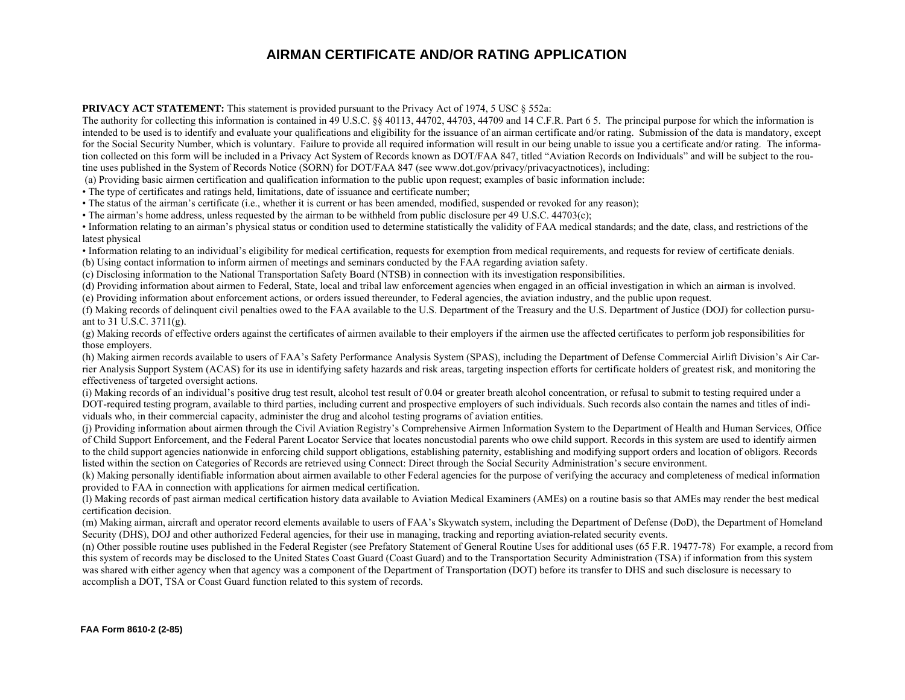# AIRMAN CERTIFICATE AND/OR RATING APPLICATION

**PRIVACY ACT STATEMENT:** This statement is provided pursuant to the Privacy Act of 1974, 5 USC § 552a:
The authority for collecting this information is contained in 49 U.S.C. §§ 40113, 44702, 44703, 44709 and 14 C.F.R. Part 6 5. The principal purpose for which the information is intended to be used is to identify and evaluate your qualifications and eligibility for the issuance of an airman certificate and/or rating. Submission of the data is mandatory, except for the Social Security Number, which is voluntary. Failure to provide all required information will result in our being unable to issue you a certificate and/or rating. The information collected on this form will be included in a Privacy Act System of Records known as DOT/FAA 847, titled "Aviation Records on Individuals" and will be subject to the routine uses published in the System of Records Notice (SORN) for DOT/FAA 847 (see www.dot.gov/privacy/privacyactnotices), including:

(a) Providing basic airmen certification and qualification information to the public upon request; examples of basic information include:

- The type of certificates and ratings held, limitations, date of issuance and certificate number;
- The status of the airman's certificate (i.e., whether it is current or has been amended, modified, suspended or revoked for any reason);
- The airman's home address, unless requested by the airman to be withheld from public disclosure per 49 U.S.C. 44703(c);
- Information relating to an airman's physical status or condition used to determine statistically the validity of FAA medical standards; and the date, class, and restrictions of the latest physical
- Information relating to an individual's eligibility for medical certification, requests for exemption from medical requirements, and requests for review of certificate denials.

(b) Using contact information to inform airmen of meetings and seminars conducted by the FAA regarding aviation safety.

(c) Disclosing information to the National Transportation Safety Board (NTSB) in connection with its investigation responsibilities.

(d) Providing information about airmen to Federal, State, local and tribal law enforcement agencies when engaged in an official investigation in which an airman is involved.

(e) Providing information about enforcement actions, or orders issued thereunder, to Federal agencies, the aviation industry, and the public upon request.

(f) Making records of delinquent civil penalties owed to the FAA available to the U.S. Department of the Treasury and the U.S. Department of Justice (DOJ) for collection pursuant to 31 U.S.C. 3711(g).

(g) Making records of effective orders against the certificates of airmen available to their employers if the airmen use the affected certificates to perform job responsibilities for those employers.

(h) Making airmen records available to users of FAA's Safety Performance Analysis System (SPAS), including the Department of Defense Commercial Airlift Division's Air Carrier Analysis Support System (ACAS) for its use in identifying safety hazards and risk areas, targeting inspection efforts for certificate holders of greatest risk, and monitoring the effectiveness of targeted oversight actions.

(i) Making records of an individual's positive drug test result, alcohol test result of 0.04 or greater breath alcohol concentration, or refusal to submit to testing required under a DOT-required testing program, available to third parties, including current and prospective employers of such individuals. Such records also contain the names and titles of individuals who, in their commercial capacity, administer the drug and alcohol testing programs of aviation entities.

(j) Providing information about airmen through the Civil Aviation Registry's Comprehensive Airmen Information System to the Department of Health and Human Services, Office of Child Support Enforcement, and the Federal Parent Locator Service that locates noncustodial parents who owe child support. Records in this system are used to identify airmen to the child support agencies nationwide in enforcing child support obligations, establishing paternity, establishing and modifying support orders and location of obligors. Records listed within the section on Categories of Records are retrieved using Connect: Direct through the Social Security Administration's secure environment.

(k) Making personally identifiable information about airmen available to other Federal agencies for the purpose of verifying the accuracy and completeness of medical information provided to FAA in connection with applications for airmen medical certification.

(l) Making records of past airman medical certification history data available to Aviation Medical Examiners (AMEs) on a routine basis so that AMEs may render the best medical certification decision.

(m) Making airman, aircraft and operator record elements available to users of FAA's Skywatch system, including the Department of Defense (DoD), the Department of Homeland Security (DHS), DOJ and other authorized Federal agencies, for their use in managing, tracking and reporting aviation-related security events.

(n) Other possible routine uses published in the Federal Register (see Prefatory Statement of General Routine Uses for additional uses (65 F.R. 19477-78) For example, a record from this system of records may be disclosed to the United States Coast Guard (Coast Guard) and to the Transportation Security Administration (TSA) if information from this system was shared with either agency when that agency was a component of the Department of Transportation (DOT) before its transfer to DHS and such disclosure is necessary to accomplish a DOT, TSA or Coast Guard function related to this system of records.

**FAA Form 8610-2 (2-85)**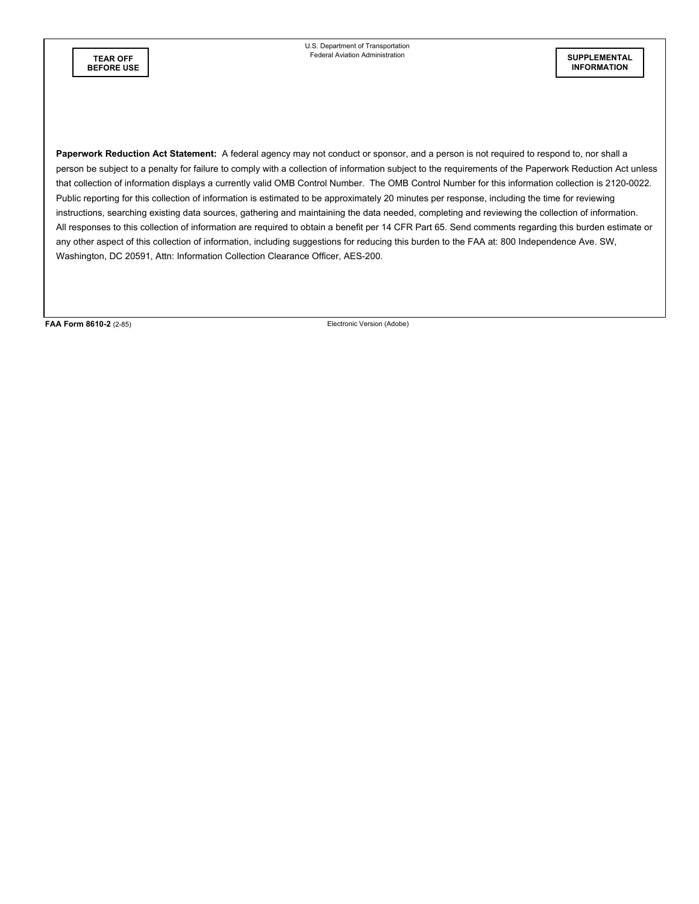**TEAR OFF BEFORE USE**

U.S. Department of Transportation
Federal Aviation Administration

**SUPPLEMENTAL INFORMATION**

**Paperwork Reduction Act Statement:** A federal agency may not conduct or sponsor, and a person is not required to respond to, nor shall a person be subject to a penalty for failure to comply with a collection of information subject to the requirements of the Paperwork Reduction Act unless that collection of information displays a currently valid OMB Control Number. The OMB Control Number for this information collection is 2120-0022. Public reporting for this collection of information is estimated to be approximately 20 minutes per response, including the time for reviewing instructions, searching existing data sources, gathering and maintaining the data needed, completing and reviewing the collection of information. All responses to this collection of information are required to obtain a benefit per 14 CFR Part 65. Send comments regarding this burden estimate or any other aspect of this collection of information, including suggestions for reducing this burden to the FAA at: 800 Independence Ave. SW, Washington, DC 20591, Attn: Information Collection Clearance Officer, AES-200.

**FAA Form 8610-2** (2-85) Electronic Version (Adobe)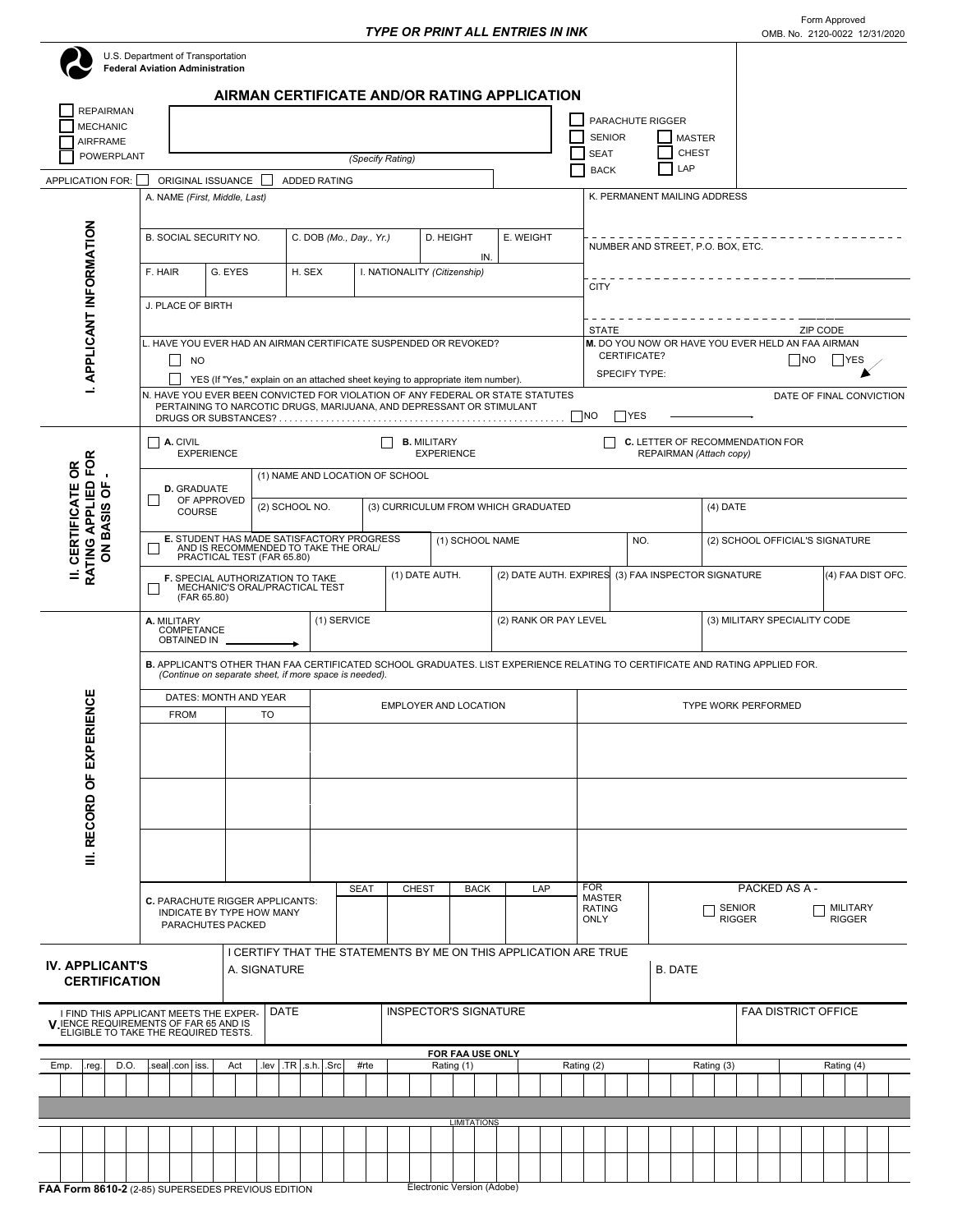TYPE OR PRINT ALL ENTRIES IN INK

Form Approved
OMB. No. 2120-0022 12/31/2020

U.S. Department of Transportation
**Federal Aviation Administration**

# AIRMAN CERTIFICATE AND/OR RATING APPLICATION

☐ REPAIRMAN
☐ MECHANIC
☐ AIRFRAME
☐ POWERPLANT

(Specify Rating)

☐ PARACHUTE RIGGER
☐ SENIOR ☐ MASTER
☐ SEAT ☐ CHEST
☐ BACK ☐ LAP

APPLICATION FOR: ☐ ORIGINAL ISSUANCE ☐ ADDED RATING

## I. APPLICANT INFORMATION

| | | | | |
|---|---|---|---|---|
| A. NAME *(First, Middle, Last)* | | | | |
| B. SOCIAL SECURITY NO. | C. DOB *(Mo., Day., Yr.)* | D. HEIGHT IN. | E. WEIGHT | |
| F. HAIR | G. EYES | H. SEX | I. NATIONALITY *(Citizenship)* | |
| J. PLACE OF BIRTH | | | | |

K. PERMANENT MAILING ADDRESS

NUMBER AND STREET, P.O. BOX, ETC.

CITY

STATE ZIP CODE

L. HAVE YOU EVER HAD AN AIRMAN CERTIFICATE SUSPENDED OR REVOKED?
☐ NO
☐ YES (If "Yes," explain on an attached sheet keying to appropriate item number).

**M.** DO YOU NOW OR HAVE YOU EVER HELD AN FAA AIRMAN CERTIFICATE? ☐ NO ☐ YES
SPECIFY TYPE:

N. HAVE YOU EVER BEEN CONVICTED FOR VIOLATION OF ANY FEDERAL OR STATE STATUTES PERTAINING TO NARCOTIC DRUGS, MARIJUANA, AND DEPRESSANT OR STIMULANT DRUGS OR SUBSTANCES? ☐ NO ☐ YES → DATE OF FINAL CONVICTION

## II. CERTIFICATE OR RATING APPLIED FOR ON BASIS OF -

☐ **A.** CIVIL EXPERIENCE ☐ **B.** MILITARY EXPERIENCE ☐ **C.** LETTER OF RECOMMENDATION FOR REPAIRMAN *(Attach copy)*

| | | | |
|---|---|---|---|
| ☐ **D.** GRADUATE OF APPROVED COURSE | (1) NAME AND LOCATION OF SCHOOL | | |
| | (2) SCHOOL NO. | (3) CURRICULUM FROM WHICH GRADUATED | (4) DATE |

| | | | |
|---|---|---|---|
| ☐ **E.** STUDENT HAS MADE SATISFACTORY PROGRESS AND IS RECOMMENDED TO TAKE THE ORAL/ PRACTICAL TEST (FAR 65.80) | (1) SCHOOL NAME | NO. | (2) SCHOOL OFFICIAL'S SIGNATURE |

| | | | | |
|---|---|---|---|---|
| ☐ **F.** SPECIAL AUTHORIZATION TO TAKE MECHANIC'S ORAL/PRACTICAL TEST (FAR 65.80) | (1) DATE AUTH. | (2) DATE AUTH. EXPIRES | (3) FAA INSPECTOR SIGNATURE | (4) FAA DIST OFC. |

## III. RECORD OF EXPERIENCE

| | | | |
|---|---|---|---|
| **A.** MILITARY COMPETANCE OBTAINED IN → | (1) SERVICE | (2) RANK OR PAY LEVEL | (3) MILITARY SPECIALITY CODE |

**B.** APPLICANT'S OTHER THAN FAA CERTIFICATED SCHOOL GRADUATES. LIST EXPERIENCE RELATING TO CERTIFICATE AND RATING APPLIED FOR. *(Continue on separate sheet, if more space is needed).*

| DATES: MONTH AND YEAR | | EMPLOYER AND LOCATION | TYPE WORK PERFORMED |
|---|---|---|---|
| FROM | TO | | |
| | | | |
| | | | |
| | | | |

| **C.** PARACHUTE RIGGER APPLICANTS: INDICATE BY TYPE HOW MANY PARACHUTES PACKED | SEAT | CHEST | BACK | LAP | FOR MASTER RATING ONLY | PACKED AS A - ☐ SENIOR RIGGER ☐ MILITARY RIGGER |
|---|---|---|---|---|---|---|
| | | | | | | |

## IV. APPLICANT'S CERTIFICATION

I CERTIFY THAT THE STATEMENTS BY ME ON THIS APPLICATION ARE TRUE

A. SIGNATURE B. DATE

## V.

| I FIND THIS APPLICANT MEETS THE EXPERIENCE REQUIREMENTS OF FAR 65 AND IS ELIGIBLE TO TAKE THE REQUIRED TESTS. | DATE | INSPECTOR'S SIGNATURE | FAA DISTRICT OFFICE |
|---|---|---|---|
| | | | |

**FOR FAA USE ONLY**

| Emp. | .reg. | D.O. | .seal | .con | iss. | Act | .lev | .TR | .s.h. | .Src | #rte | Rating (1) | Rating (2) | Rating (3) | Rating (4) |
|---|---|---|---|---|---|---|---|---|---|---|---|---|---|---|---|
| | | | | | | | | | | | | | | | |

LIMITATIONS

**FAA Form 8610-2** (2-85) SUPERSEDES PREVIOUS EDITION

Electronic Version (Adobe)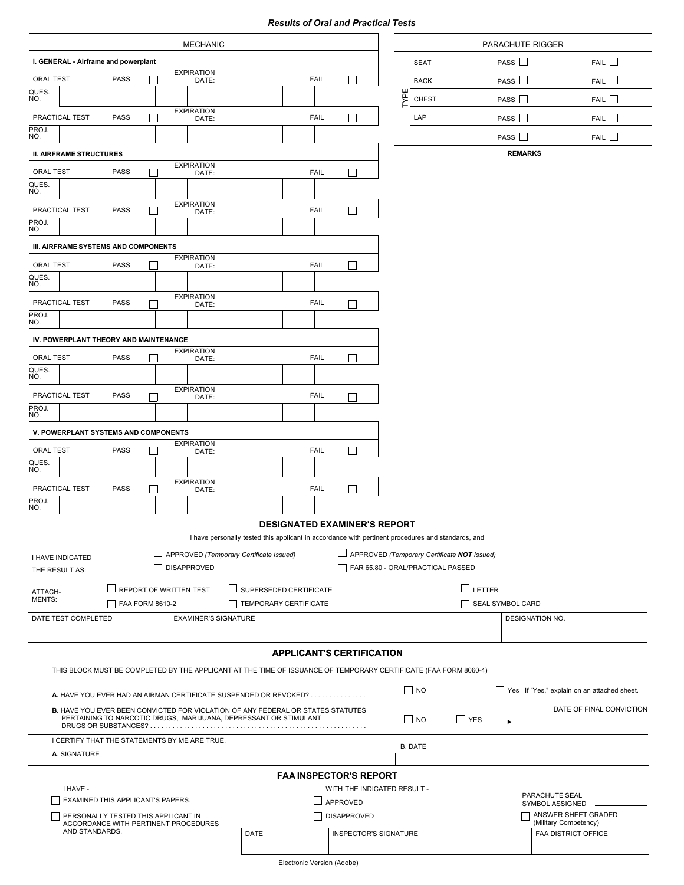## *Results of Oral and Practical Tests*

### MECHANIC

**I. GENERAL - Airframe and powerplant**

| ORAL TEST | PASS ☐ | EXPIRATION DATE: | | | | | | FAIL ☐ |
|---|---|---|---|---|---|---|---|---|
| QUES. NO. | | | | | | | | | |
| PRACTICAL TEST | PASS ☐ | EXPIRATION DATE: | | | | | | FAIL ☐ |
| PROJ. NO. | | | | | | | | | |

**II. AIRFRAME STRUCTURES**

| ORAL TEST | PASS ☐ | EXPIRATION DATE: | | | | | | FAIL ☐ |
|---|---|---|---|---|---|---|---|---|
| QUES. NO. | | | | | | | | | |
| PRACTICAL TEST | PASS ☐ | EXPIRATION DATE: | | | | | | FAIL ☐ |
| PROJ. NO. | | | | | | | | | |

**III. AIRFRAME SYSTEMS AND COMPONENTS**

| ORAL TEST | PASS ☐ | EXPIRATION DATE: | | | | | | FAIL ☐ |
|---|---|---|---|---|---|---|---|---|
| QUES. NO. | | | | | | | | | |
| PRACTICAL TEST | PASS ☐ | EXPIRATION DATE: | | | | | | FAIL ☐ |
| PROJ. NO. | | | | | | | | | |

**IV. POWERPLANT THEORY AND MAINTENANCE**

| ORAL TEST | PASS ☐ | EXPIRATION DATE: | | | | | | FAIL ☐ |
|---|---|---|---|---|---|---|---|---|
| QUES. NO. | | | | | | | | | |
| PRACTICAL TEST | PASS ☐ | EXPIRATION DATE: | | | | | | FAIL ☐ |
| PROJ. NO. | | | | | | | | | |

**V. POWERPLANT SYSTEMS AND COMPONENTS**

| ORAL TEST | PASS ☐ | EXPIRATION DATE: | | | | | | FAIL ☐ |
|---|---|---|---|---|---|---|---|---|
| QUES. NO. | | | | | | | | | |
| PRACTICAL TEST | PASS ☐ | EXPIRATION DATE: | | | | | | FAIL ☐ |
| PROJ. NO. | | | | | | | | | |

### PARACHUTE RIGGER

| TYPE | | | |
|---|---|---|---|
| | SEAT | PASS ☐ | FAIL ☐ |
| | BACK | PASS ☐ | FAIL ☐ |
| | CHEST | PASS ☐ | FAIL ☐ |
| | LAP | PASS ☐ | FAIL ☐ |
| | | PASS ☐ | FAIL ☐ |

**REMARKS**

## DESIGNATED EXAMINER'S REPORT

I have personally tested this applicant in accordance with pertinent procedures and standards, and

I HAVE INDICATED THE RESULT AS:

☐ APPROVED *(Temporary Certificate Issued)*
☐ APPROVED *(Temporary Certificate **NOT** Issued)*
☐ DISAPPROVED
☐ FAR 65.80 - ORAL/PRACTICAL PASSED

ATTACHMENTS:

☐ REPORT OF WRITTEN TEST
☐ SUPERSEDED CERTIFICATE
☐ LETTER
☐ FAA FORM 8610-2
☐ TEMPORARY CERTIFICATE
☐ SEAL SYMBOL CARD

| DATE TEST COMPLETED | EXAMINER'S SIGNATURE | DESIGNATION NO. |
|---|---|---|
| | | |

## APPLICANT'S CERTIFICATION

THIS BLOCK MUST BE COMPLETED BY THE APPLICANT AT THE TIME OF ISSUANCE OF TEMPORARY CERTIFICATE (FAA FORM 8060-4)

**A.** HAVE YOU EVER HAD AN AIRMAN CERTIFICATE SUSPENDED OR REVOKED? . . . . . . . . . . . . . . . ☐ NO ☐ Yes If "Yes," explain on an attached sheet.

**B.** HAVE YOU EVER BEEN CONVICTED FOR VIOLATION OF ANY FEDERAL OR STATES STATUTES PERTAINING TO NARCOTIC DRUGS, MARIJUANA, DEPRESSANT OR STIMULANT DRUGS OR SUBSTANCES? . . . . . . . . . . . . . . . . . . . . . . . . . . . . . . . . . . . . . . . . . . . . . . . . . . . . . . . ☐ NO ☐ YES → DATE OF FINAL CONVICTION

I CERTIFY THAT THE STATEMENTS BY ME ARE TRUE.

| **A**. SIGNATURE | B. DATE |
|---|---|
| | |

## FAA INSPECTOR'S REPORT

I HAVE -

☐ EXAMINED THIS APPLICANT'S PAPERS.
☐ PERSONALLY TESTED THIS APPLICANT IN ACCORDANCE WITH PERTINENT PROCEDURES AND STANDARDS.

WITH THE INDICATED RESULT -

☐ APPROVED
☐ DISAPPROVED

PARACHUTE SEAL SYMBOL ASSIGNED ____________

☐ ANSWER SHEET GRADED (Military Competency)

| DATE | INSPECTOR'S SIGNATURE | FAA DISTRICT OFFICE |
|---|---|---|
| | | |

Electronic Version (Adobe)